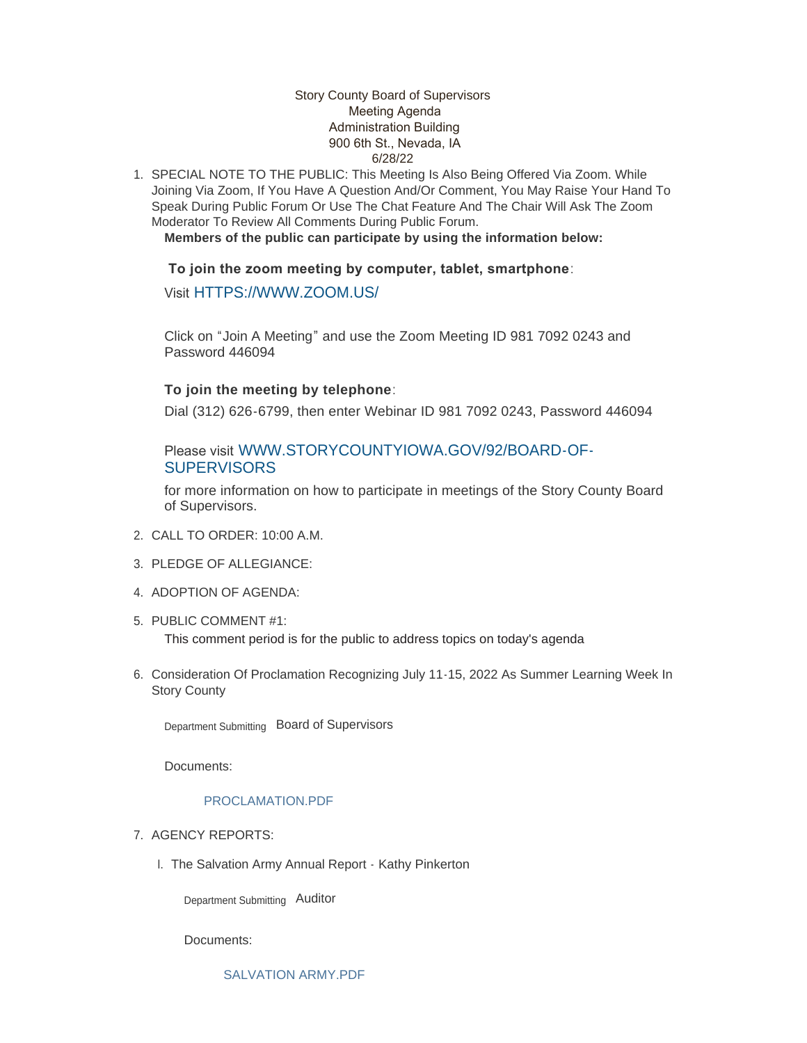Story County Board of Supervisors
Meeting Agenda
Administration Building
900 6th St., Nevada, IA
6/28/22

1. SPECIAL NOTE TO THE PUBLIC: This Meeting Is Also Being Offered Via Zoom. While Joining Via Zoom, If You Have A Question And/Or Comment, You May Raise Your Hand To Speak During Public Forum Or Use The Chat Feature And The Chair Will Ask The Zoom Moderator To Review All Comments During Public Forum.

   **Members of the public can participate by using the information below:**

   **To join the zoom meeting by computer, tablet, smartphone**:

   Visit HTTPS://WWW.ZOOM.US/

   Click on "Join A Meeting" and use the Zoom Meeting ID 981 7092 0243 and Password 446094

   **To join the meeting by telephone**:

   Dial (312) 626-6799, then enter Webinar ID 981 7092 0243, Password 446094

   Please visit WWW.STORYCOUNTYIOWA.GOV/92/BOARD-OF-SUPERVISORS

   for more information on how to participate in meetings of the Story County Board of Supervisors.

2. CALL TO ORDER: 10:00 A.M.

3. PLEDGE OF ALLEGIANCE:

4. ADOPTION OF AGENDA:

5. PUBLIC COMMENT #1:

   This comment period is for the public to address topics on today's agenda

6. Consideration Of Proclamation Recognizing July 11-15, 2022 As Summer Learning Week In Story County

   Department Submitting Board of Supervisors

   Documents:

   PROCLAMATION.PDF

7. AGENCY REPORTS:

   I. The Salvation Army Annual Report - Kathy Pinkerton

      Department Submitting Auditor

      Documents:

      SALVATION ARMY.PDF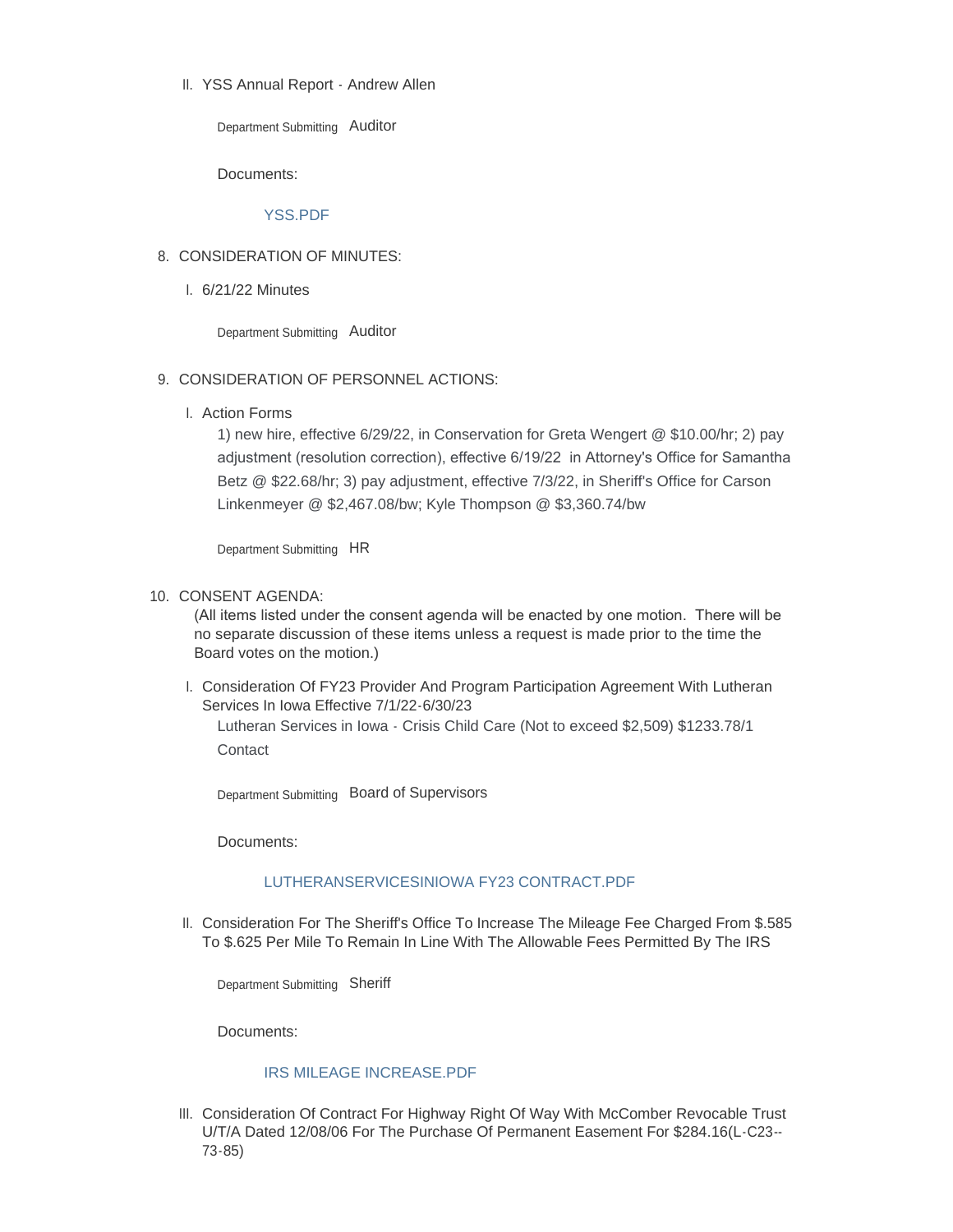II. YSS Annual Report - Andrew Allen

Department Submitting Auditor

Documents:

YSS.PDF

8. CONSIDERATION OF MINUTES:

I. 6/21/22 Minutes

Department Submitting Auditor

9. CONSIDERATION OF PERSONNEL ACTIONS:

I. Action Forms

1) new hire, effective 6/29/22, in Conservation for Greta Wengert @ $10.00/hr; 2) pay adjustment (resolution correction), effective 6/19/22 in Attorney's Office for Samantha Betz @ $22.68/hr; 3) pay adjustment, effective 7/3/22, in Sheriff's Office for Carson Linkenmeyer @ $2,467.08/bw; Kyle Thompson @ $3,360.74/bw

Department Submitting HR

10. CONSENT AGENDA:

(All items listed under the consent agenda will be enacted by one motion. There will be no separate discussion of these items unless a request is made prior to the time the Board votes on the motion.)

I. Consideration Of FY23 Provider And Program Participation Agreement With Lutheran Services In Iowa Effective 7/1/22-6/30/23

Lutheran Services in Iowa - Crisis Child Care (Not to exceed $2,509) $1233.78/1 Contact

Department Submitting Board of Supervisors

Documents:

LUTHERANSERVICESINIOWA FY23 CONTRACT.PDF

II. Consideration For The Sheriff's Office To Increase The Mileage Fee Charged From $.585 To $.625 Per Mile To Remain In Line With The Allowable Fees Permitted By The IRS

Department Submitting Sheriff

Documents:

IRS MILEAGE INCREASE.PDF

III. Consideration Of Contract For Highway Right Of Way With McComber Revocable Trust U/T/A Dated 12/08/06 For The Purchase Of Permanent Easement For $284.16(L-C23--73-85)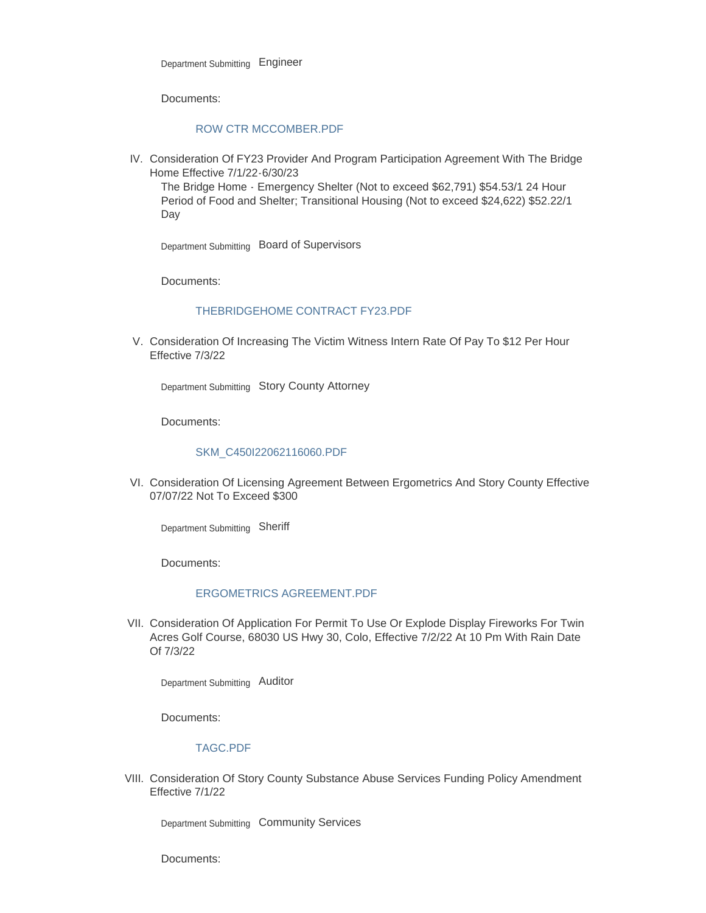Department Submitting Engineer

Documents:

ROW CTR MCCOMBER.PDF

IV. Consideration Of FY23 Provider And Program Participation Agreement With The Bridge Home Effective 7/1/22-6/30/23

The Bridge Home - Emergency Shelter (Not to exceed $62,791) $54.53/1 24 Hour Period of Food and Shelter; Transitional Housing (Not to exceed $24,622) $52.22/1 Day

Department Submitting Board of Supervisors

Documents:

THEBRIDGEHOME CONTRACT FY23.PDF

V. Consideration Of Increasing The Victim Witness Intern Rate Of Pay To $12 Per Hour Effective 7/3/22

Department Submitting Story County Attorney

Documents:

SKM_C450I22062116060.PDF

VI. Consideration Of Licensing Agreement Between Ergometrics And Story County Effective 07/07/22 Not To Exceed $300

Department Submitting Sheriff

Documents:

ERGOMETRICS AGREEMENT.PDF

VII. Consideration Of Application For Permit To Use Or Explode Display Fireworks For Twin Acres Golf Course, 68030 US Hwy 30, Colo, Effective 7/2/22 At 10 Pm With Rain Date Of 7/3/22

Department Submitting Auditor

Documents:

TAGC.PDF

VIII. Consideration Of Story County Substance Abuse Services Funding Policy Amendment Effective 7/1/22

Department Submitting Community Services

Documents: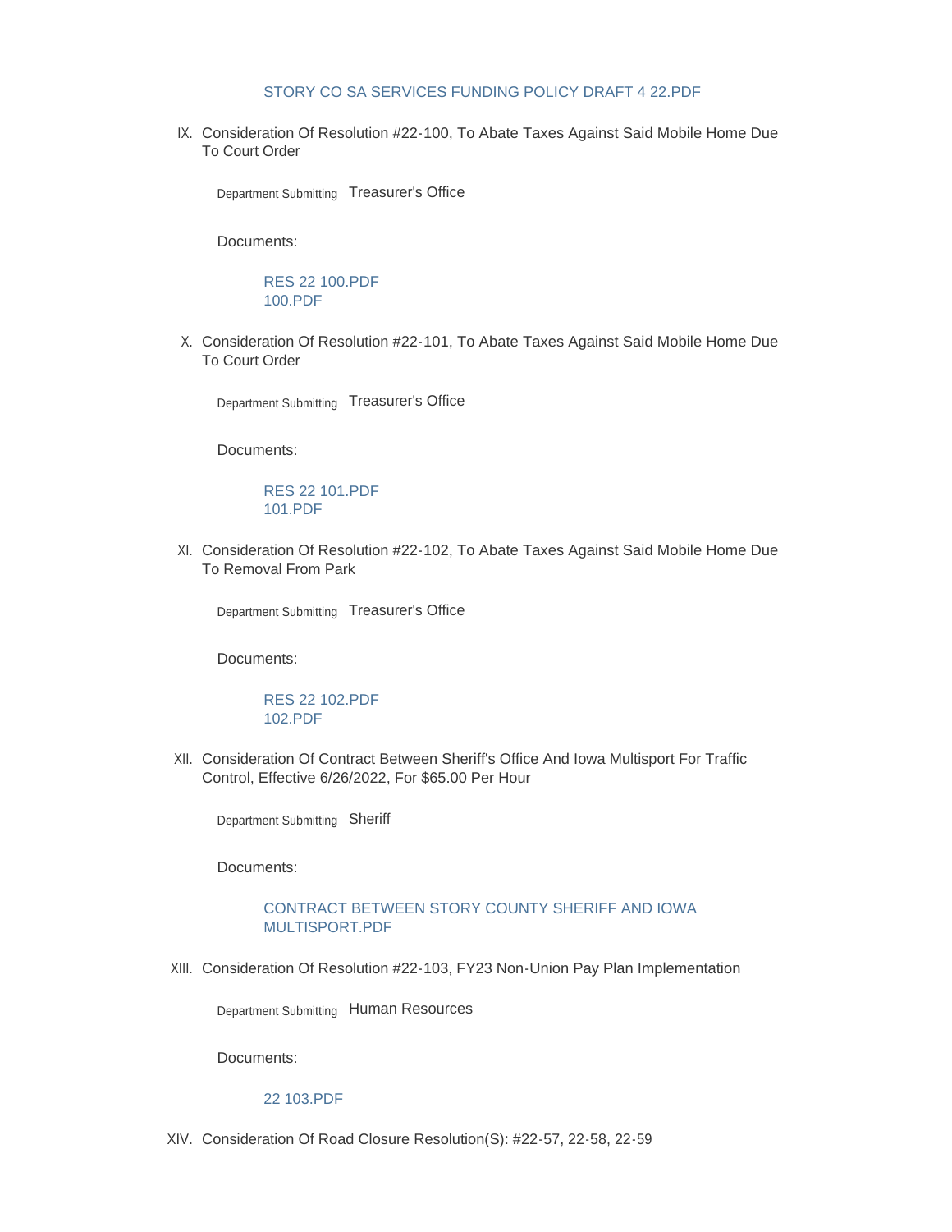STORY CO SA SERVICES FUNDING POLICY DRAFT 4 22.PDF

IX. Consideration Of Resolution #22-100, To Abate Taxes Against Said Mobile Home Due To Court Order

Department Submitting Treasurer's Office

Documents:

RES 22 100.PDF
100.PDF

X. Consideration Of Resolution #22-101, To Abate Taxes Against Said Mobile Home Due To Court Order

Department Submitting Treasurer's Office

Documents:

RES 22 101.PDF
101.PDF

XI. Consideration Of Resolution #22-102, To Abate Taxes Against Said Mobile Home Due To Removal From Park

Department Submitting Treasurer's Office

Documents:

RES 22 102.PDF
102.PDF

XII. Consideration Of Contract Between Sheriff's Office And Iowa Multisport For Traffic Control, Effective 6/26/2022, For $65.00 Per Hour

Department Submitting Sheriff

Documents:

CONTRACT BETWEEN STORY COUNTY SHERIFF AND IOWA MULTISPORT.PDF

XIII. Consideration Of Resolution #22-103, FY23 Non-Union Pay Plan Implementation

Department Submitting Human Resources

Documents:

22 103.PDF

XIV. Consideration Of Road Closure Resolution(S): #22-57, 22-58, 22-59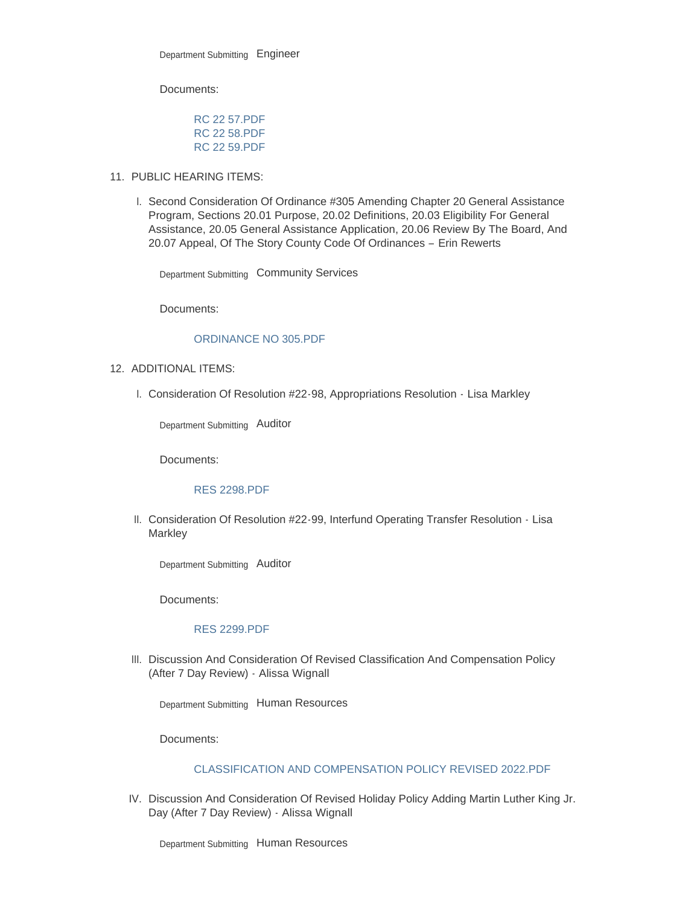Department Submitting Engineer

Documents:

RC 22 57.PDF
RC 22 58.PDF
RC 22 59.PDF

11. PUBLIC HEARING ITEMS:

    I. Second Consideration Of Ordinance #305 Amending Chapter 20 General Assistance Program, Sections 20.01 Purpose, 20.02 Definitions, 20.03 Eligibility For General Assistance, 20.05 General Assistance Application, 20.06 Review By The Board, And 20.07 Appeal, Of The Story County Code Of Ordinances – Erin Rewerts

       Department Submitting Community Services

       Documents:

       ORDINANCE NO 305.PDF

12. ADDITIONAL ITEMS:

    I. Consideration Of Resolution #22-98, Appropriations Resolution - Lisa Markley

       Department Submitting Auditor

       Documents:

       RES 2298.PDF

    II. Consideration Of Resolution #22-99, Interfund Operating Transfer Resolution - Lisa Markley

       Department Submitting Auditor

       Documents:

       RES 2299.PDF

    III. Discussion And Consideration Of Revised Classification And Compensation Policy (After 7 Day Review) - Alissa Wignall

       Department Submitting Human Resources

       Documents:

       CLASSIFICATION AND COMPENSATION POLICY REVISED 2022.PDF

    IV. Discussion And Consideration Of Revised Holiday Policy Adding Martin Luther King Jr. Day (After 7 Day Review) - Alissa Wignall

       Department Submitting Human Resources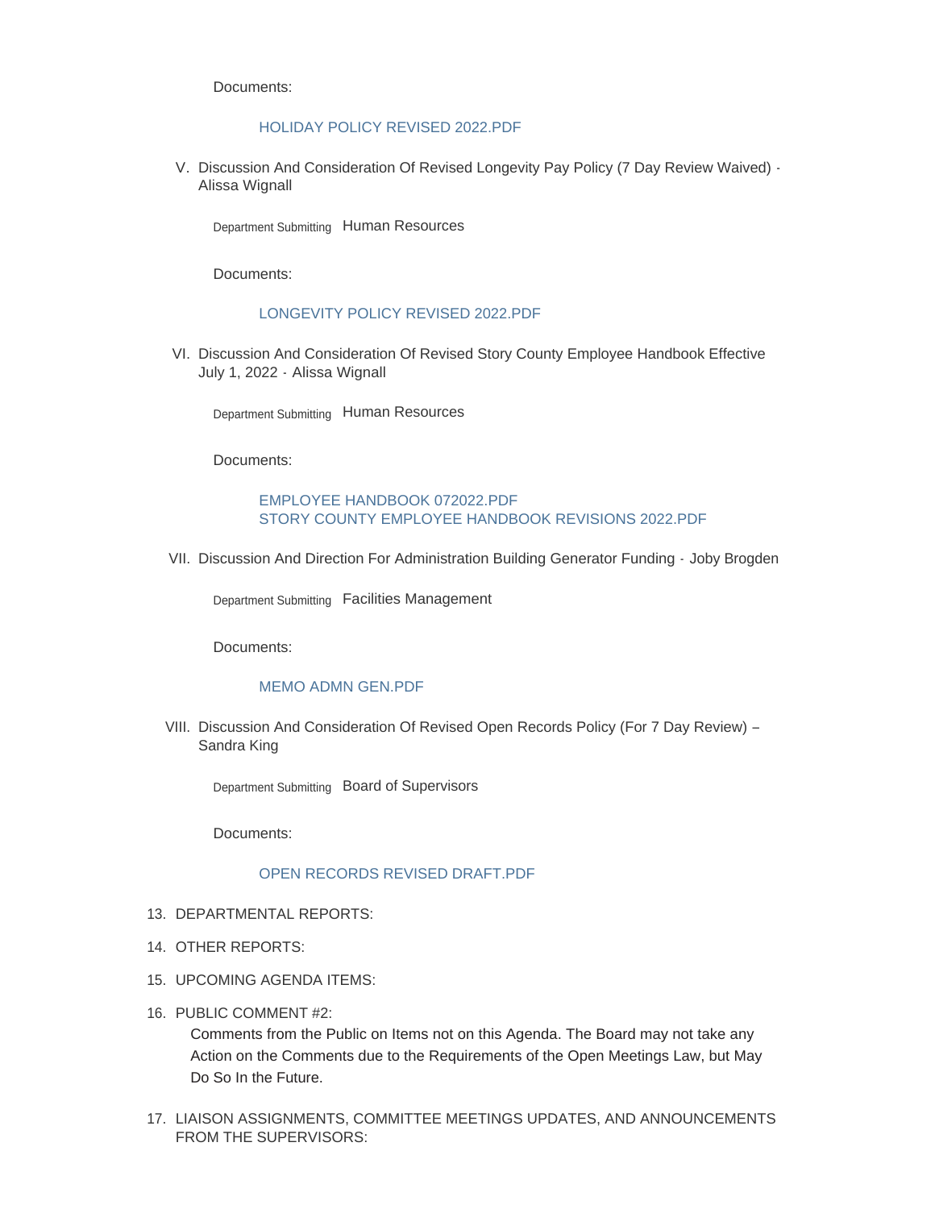Documents:

HOLIDAY POLICY REVISED 2022.PDF

V. Discussion And Consideration Of Revised Longevity Pay Policy (7 Day Review Waived) - Alissa Wignall

Department Submitting Human Resources

Documents:

LONGEVITY POLICY REVISED 2022.PDF

VI. Discussion And Consideration Of Revised Story County Employee Handbook Effective July 1, 2022 - Alissa Wignall

Department Submitting Human Resources

Documents:

EMPLOYEE HANDBOOK 072022.PDF
STORY COUNTY EMPLOYEE HANDBOOK REVISIONS 2022.PDF

VII. Discussion And Direction For Administration Building Generator Funding - Joby Brogden

Department Submitting Facilities Management

Documents:

MEMO ADMN GEN.PDF

VIII. Discussion And Consideration Of Revised Open Records Policy (For 7 Day Review) – Sandra King

Department Submitting Board of Supervisors

Documents:

OPEN RECORDS REVISED DRAFT.PDF

13. DEPARTMENTAL REPORTS:

14. OTHER REPORTS:

15. UPCOMING AGENDA ITEMS:

16. PUBLIC COMMENT #2:

    Comments from the Public on Items not on this Agenda. The Board may not take any Action on the Comments due to the Requirements of the Open Meetings Law, but May Do So In the Future.

17. LIAISON ASSIGNMENTS, COMMITTEE MEETINGS UPDATES, AND ANNOUNCEMENTS FROM THE SUPERVISORS: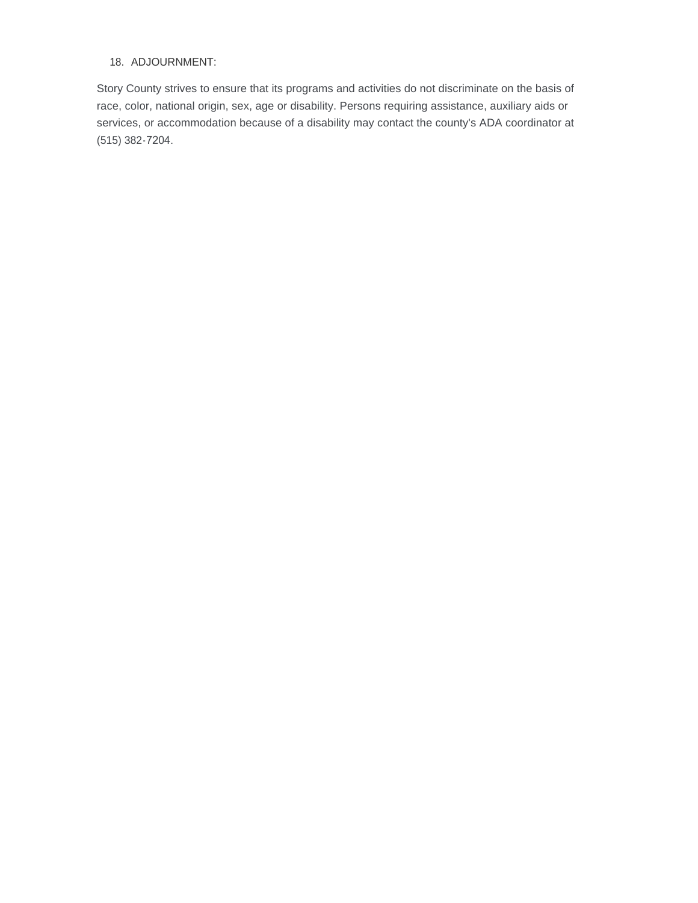18. ADJOURNMENT:

Story County strives to ensure that its programs and activities do not discriminate on the basis of race, color, national origin, sex, age or disability. Persons requiring assistance, auxiliary aids or services, or accommodation because of a disability may contact the county's ADA coordinator at (515) 382-7204.